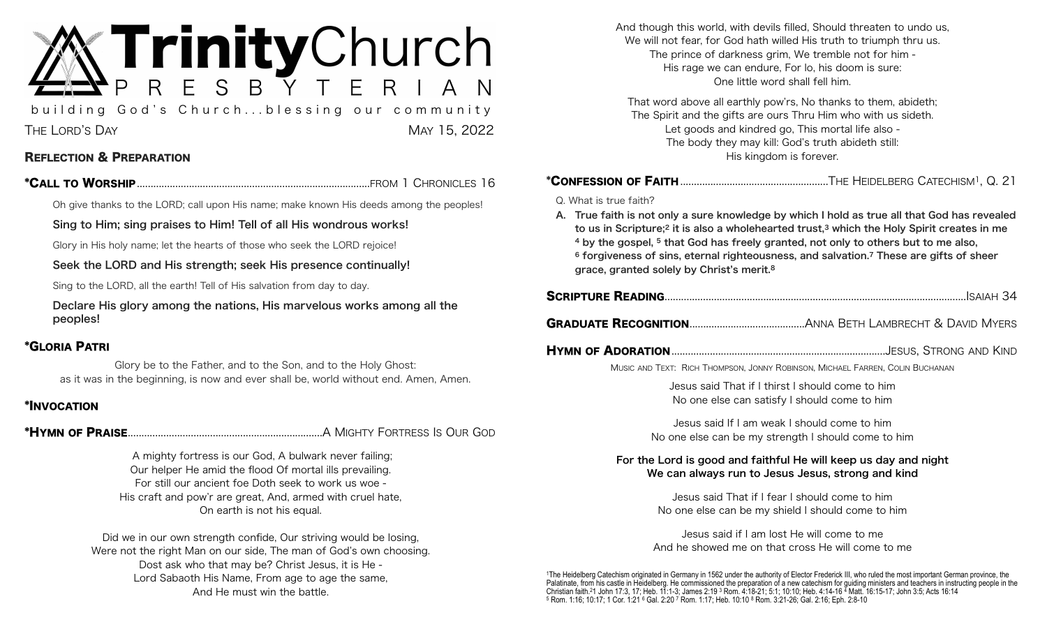# TrinityChurch PRESBYTERIAN

building God's Church...blessing our community

THE LORD'S DAY — MAY 15, 2022

## REFLECTION & PREPARATION

**\*CALL TO WORSHIP** ........ FROM 1 CHRONICLES 16

Oh give thanks to the LORD; call upon His name; make known His deeds among the peoples!

**Sing to Him; sing praises to Him! Tell of all His wondrous works!**

Glory in His holy name; let the hearts of those who seek the LORD rejoice!

**Seek the LORD and His strength; seek His presence continually!**

Sing to the LORD, all the earth! Tell of His salvation from day to day.

**Declare His glory among the nations, His marvelous works among all the peoples!**

**\*GLORIA PATRI**

Glory be to the Father, and to the Son, and to the Holy Ghost:
as it was in the beginning, is now and ever shall be, world without end. Amen, Amen.

**\*INVOCATION**

**\*HYMN OF PRAISE** ........ A MIGHTY FORTRESS IS OUR GOD

A mighty fortress is our God, A bulwark never failing;
Our helper He amid the flood Of mortal ills prevailing.
For still our ancient foe Doth seek to work us woe -
His craft and pow'r are great, And, armed with cruel hate,
On earth is not his equal.

Did we in our own strength confide, Our striving would be losing,
Were not the right Man on our side, The man of God's own choosing.
Dost ask who that may be? Christ Jesus, it is He -
Lord Sabaoth His Name, From age to age the same,
And He must win the battle.

And though this world, with devils filled, Should threaten to undo us,
We will not fear, for God hath willed His truth to triumph thru us.
The prince of darkness grim, We tremble not for him -
His rage we can endure, For lo, his doom is sure:
One little word shall fell him.

That word above all earthly pow'rs, No thanks to them, abideth;
The Spirit and the gifts are ours Thru Him who with us sideth.
Let goods and kindred go, This mortal life also -
The body they may kill: God's truth abideth still:
His kingdom is forever.

**\*CONFESSION OF FAITH** ........ THE HEIDELBERG CATECHISM[1], Q. 21

Q. What is true faith?

**A. True faith is not only a sure knowledge by which I hold as true all that God has revealed to us in Scripture;[2] it is also a wholehearted trust,[3] which the Holy Spirit creates in me [4] by the gospel, [5] that God has freely granted, not only to others but to me also, [6] forgiveness of sins, eternal righteousness, and salvation.[7] These are gifts of sheer grace, granted solely by Christ's merit.[8]**

**SCRIPTURE READING** ........ ISAIAH 34

**GRADUATE RECOGNITION** ........ ANNA BETH LAMBRECHT & DAVID MYERS

**HYMN OF ADORATION** ........ JESUS, STRONG AND KIND

MUSIC AND TEXT: RICH THOMPSON, JONNY ROBINSON, MICHAEL FARREN, COLIN BUCHANAN

Jesus said That if I thirst I should come to him
No one else can satisfy I should come to him

Jesus said If I am weak I should come to him
No one else can be my strength I should come to him

**For the Lord is good and faithful He will keep us day and night
We can always run to Jesus Jesus, strong and kind**

Jesus said That if I fear I should come to him
No one else can be my shield I should come to him

Jesus said if I am lost He will come to me
And he showed me on that cross He will come to me

[1]The Heidelberg Catechism originated in Germany in 1562 under the authority of Elector Frederick III, who ruled the most important German province, the Palatinate, from his castle in Heidelberg. He commissioned the preparation of a new catechism for guiding ministers and teachers in instructing people in the Christian faith.[2]1 John 17:3, 17; Heb. 11:1-3; James 2:19 [3] Rom. 4:18-21; 5:1; 10:10; Heb. 4:14-16 [4] Matt. 16:15-17; John 3:5; Acts 16:14 [5] Rom. 1:16; 10:17; 1 Cor. 1:21 [6] Gal. 2:20 [7] Rom. 1:17; Heb. 10:10 [8] Rom. 3:21-26; Gal. 2:16; Eph. 2:8-10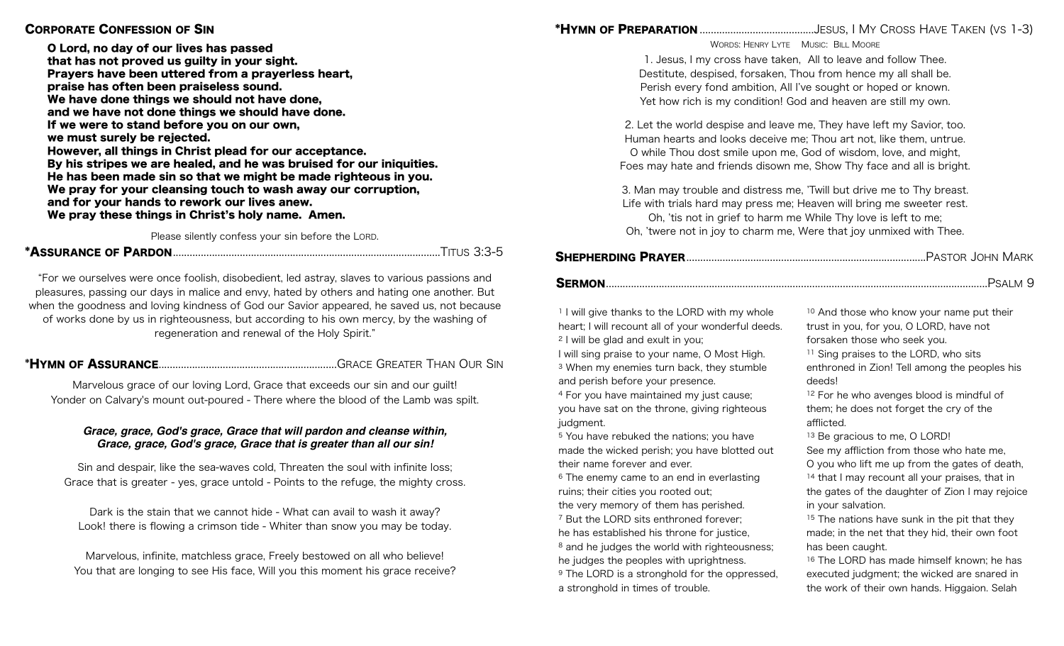## Corporate Confession of Sin

**O Lord, no day of our lives has passed**
**that has not proved us guilty in your sight.**
**Prayers have been uttered from a prayerless heart,**
**praise has often been praiseless sound.**
**We have done things we should not have done,**
**and we have not done things we should have done.**
**If we were to stand before you on our own,**
**we must surely be rejected.**
**However, all things in Christ plead for our acceptance.**
**By his stripes we are healed, and he was bruised for our iniquities.**
**He has been made sin so that we might be made righteous in you.**
**We pray for your cleansing touch to wash away our corruption,**
**and for your hands to rework our lives anew.**
**We pray these things in Christ's holy name. Amen.**

Please silently confess your sin before the LORD.

## *Assurance of Pardon ........ Titus 3:3-5

"For we ourselves were once foolish, disobedient, led astray, slaves to various passions and pleasures, passing our days in malice and envy, hated by others and hating one another. But when the goodness and loving kindness of God our Savior appeared, he saved us, not because of works done by us in righteousness, but according to his own mercy, by the washing of regeneration and renewal of the Holy Spirit."

## *Hymn of Assurance ........ Grace Greater Than Our Sin

Marvelous grace of our loving Lord, Grace that exceeds our sin and our guilt!
Yonder on Calvary's mount out-poured - There where the blood of the Lamb was spilt.

***Grace, grace, God's grace, Grace that will pardon and cleanse within,***
***Grace, grace, God's grace, Grace that is greater than all our sin!***

Sin and despair, like the sea-waves cold, Threaten the soul with infinite loss;
Grace that is greater - yes, grace untold - Points to the refuge, the mighty cross.

Dark is the stain that we cannot hide - What can avail to wash it away?
Look! there is flowing a crimson tide - Whiter than snow you may be today.

Marvelous, infinite, matchless grace, Freely bestowed on all who believe!
You that are longing to see His face, Will you this moment his grace receive?

## *Hymn of Preparation ........ Jesus, I My Cross Have Taken (vs 1-3)

Words: Henry Lyte  Music: Bill Moore

1. Jesus, I my cross have taken, All to leave and follow Thee.
Destitute, despised, forsaken, Thou from hence my all shall be.
Perish every fond ambition, All I've sought or hoped or known.
Yet how rich is my condition! God and heaven are still my own.

2. Let the world despise and leave me, They have left my Savior, too.
Human hearts and looks deceive me; Thou art not, like them, untrue.
O while Thou dost smile upon me, God of wisdom, love, and might,
Foes may hate and friends disown me, Show Thy face and all is bright.

3. Man may trouble and distress me, 'Twill but drive me to Thy breast.
Life with trials hard may press me; Heaven will bring me sweeter rest.
Oh, 'tis not in grief to harm me While Thy love is left to me;
Oh, 'twere not in joy to charm me, Were that joy unmixed with Thee.

## Shepherding Prayer ........ Pastor John Mark

## Sermon ........ Psalm 9

[1] I will give thanks to the LORD with my whole heart; I will recount all of your wonderful deeds.
[2] I will be glad and exult in you;
I will sing praise to your name, O Most High.
[3] When my enemies turn back, they stumble and perish before your presence.
[4] For you have maintained my just cause; you have sat on the throne, giving righteous judgment.
[5] You have rebuked the nations; you have made the wicked perish; you have blotted out their name forever and ever.
[6] The enemy came to an end in everlasting ruins; their cities you rooted out;
the very memory of them has perished.
[7] But the LORD sits enthroned forever;
he has established his throne for justice,
[8] and he judges the world with righteousness;
he judges the peoples with uprightness.
[9] The LORD is a stronghold for the oppressed,
a stronghold in times of trouble.
[10] And those who know your name put their trust in you, for you, O LORD, have not forsaken those who seek you.
[11] Sing praises to the LORD, who sits enthroned in Zion! Tell among the peoples his deeds!
[12] For he who avenges blood is mindful of them; he does not forget the cry of the afflicted.
[13] Be gracious to me, O LORD!
See my affliction from those who hate me,
O you who lift me up from the gates of death,
[14] that I may recount all your praises, that in the gates of the daughter of Zion I may rejoice in your salvation.
[15] The nations have sunk in the pit that they made; in the net that they hid, their own foot has been caught.
[16] The LORD has made himself known; he has executed judgment; the wicked are snared in the work of their own hands. Higgaion. Selah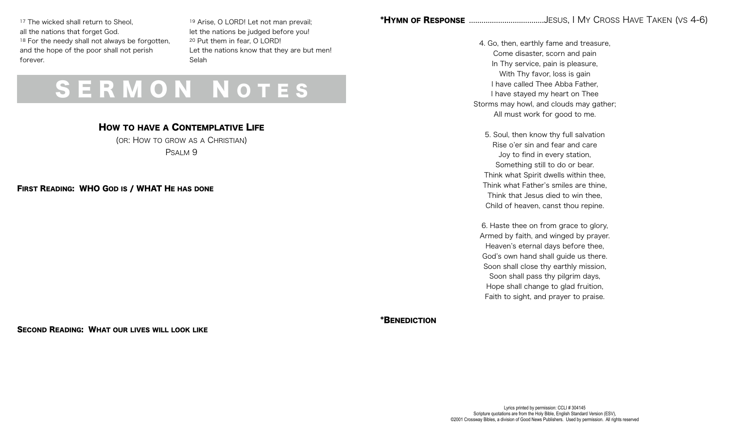[17] The wicked shall return to Sheol,
all the nations that forget God.
[18] For the needy shall not always be forgotten,
and the hope of the poor shall not perish
forever.

[19] Arise, O LORD! Let not man prevail;
let the nations be judged before you!
[20] Put them in fear, O LORD!
Let the nations know that they are but men!
Selah

# SERMON NOTES

## How to have a Contemplative Life

(or: How to grow as a Christian)

Psalm 9

**First Reading: WHO God is / WHAT He has done**

**Second Reading: What our lives will look like**

**\*Hymn of Response** ...................................Jesus, I My Cross Have Taken (vs 4-6)

4. Go, then, earthly fame and treasure,
Come disaster, scorn and pain
In Thy service, pain is pleasure,
With Thy favor, loss is gain
I have called Thee Abba Father,
I have stayed my heart on Thee
Storms may howl, and clouds may gather;
All must work for good to me.

5. Soul, then know thy full salvation
Rise o'er sin and fear and care
Joy to find in every station,
Something still to do or bear.
Think what Spirit dwells within thee,
Think what Father's smiles are thine,
Think that Jesus died to win thee,
Child of heaven, canst thou repine.

6. Haste thee on from grace to glory,
Armed by faith, and winged by prayer.
Heaven's eternal days before thee,
God's own hand shall guide us there.
Soon shall close thy earthly mission,
Soon shall pass thy pilgrim days,
Hope shall change to glad fruition,
Faith to sight, and prayer to praise.

**\*Benediction**

Lyrics printed by permission: CCLI # 304145
Scripture quotations are from the Holy Bible, English Standard Version (ESV),
©2001 Crossway Bibles, a division of Good News Publishers. Used by permission. All rights reserved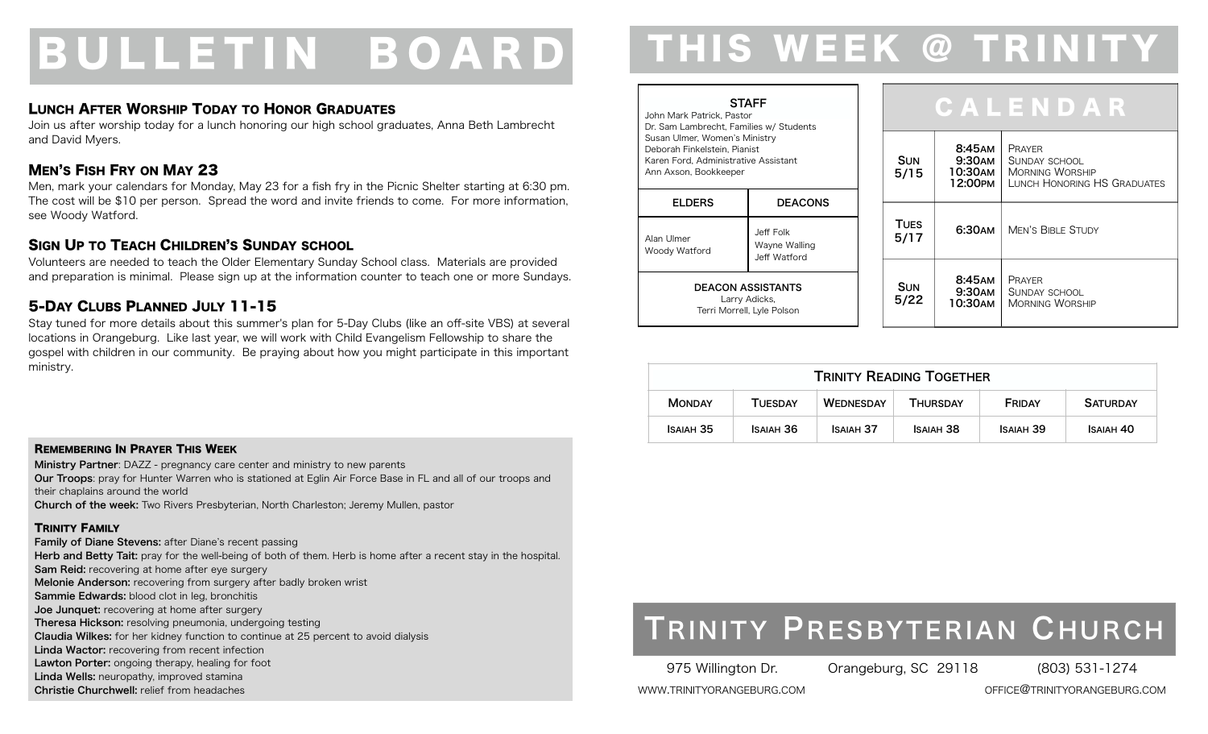# BULLETIN BOARD

### Lunch After Worship Today to Honor Graduates

Join us after worship today for a lunch honoring our high school graduates, Anna Beth Lambrecht and David Myers.

### Men's Fish Fry on May 23

Men, mark your calendars for Monday, May 23 for a fish fry in the Picnic Shelter starting at 6:30 pm. The cost will be $10 per person. Spread the word and invite friends to come. For more information, see Woody Watford.

### Sign Up to Teach Children's Sunday school

Volunteers are needed to teach the Older Elementary Sunday School class. Materials are provided and preparation is minimal. Please sign up at the information counter to teach one or more Sundays.

### 5-Day Clubs Planned July 11-15

Stay tuned for more details about this summer's plan for 5-Day Clubs (like an off-site VBS) at several locations in Orangeburg. Like last year, we will work with Child Evangelism Fellowship to share the gospel with children in our community. Be praying about how you might participate in this important ministry.

#### Remembering In Prayer This Week

**Ministry Partner**: DAZZ - pregnancy care center and ministry to new parents
**Our Troops**: pray for Hunter Warren who is stationed at Eglin Air Force Base in FL and all of our troops and their chaplains around the world
**Church of the week:** Two Rivers Presbyterian, North Charleston; Jeremy Mullen, pastor

#### Trinity Family

**Family of Diane Stevens:** after Diane's recent passing
**Herb and Betty Tait:** pray for the well-being of both of them. Herb is home after a recent stay in the hospital.
**Sam Reid:** recovering at home after eye surgery
**Melonie Anderson:** recovering from surgery after badly broken wrist
**Sammie Edwards:** blood clot in leg, bronchitis
**Joe Junquet:** recovering at home after surgery
**Theresa Hickson:** resolving pneumonia, undergoing testing
**Claudia Wilkes:** for her kidney function to continue at 25 percent to avoid dialysis
**Linda Wactor:** recovering from recent infection
**Lawton Porter:** ongoing therapy, healing for foot
**Linda Wells:** neuropathy, improved stamina
**Christie Churchwell:** relief from headaches

# THIS WEEK @ TRINITY

**STAFF**

John Mark Patrick, Pastor
Dr. Sam Lambrecht, Families w/ Students
Susan Ulmer, Women's Ministry
Deborah Finkelstein, Pianist
Karen Ford, Administrative Assistant
Ann Axson, Bookkeeper

| ELDERS | DEACONS |
|---|---|
| Alan Ulmer<br>Woody Watford | Jeff Folk<br>Wayne Walling<br>Jeff Watford |

**DEACON ASSISTANTS**
Larry Adicks,
Terri Morrell, Lyle Polson

## CALENDAR

| | | |
|---|---|---|
| Sun 5/15 | 8:45am<br>9:30am<br>10:30am<br>12:00pm | Prayer<br>Sunday school<br>Morning Worship<br>Lunch Honoring HS Graduates |
| Tues 5/17 | 6:30am | Men's Bible Study |
| Sun 5/22 | 8:45am<br>9:30am<br>10:30am | Prayer<br>Sunday school<br>Morning Worship |

**Trinity Reading Together**

| Monday | Tuesday | Wednesday | Thursday | Friday | Saturday |
|---|---|---|---|---|---|
| Isaiah 35 | Isaiah 36 | Isaiah 37 | Isaiah 38 | Isaiah 39 | Isaiah 40 |

# Trinity Presbyterian Church

975 Willington Dr. Orangeburg, SC 29118 (803) 531-1274

WWW.TRINITYORANGEBURG.COM OFFICE@TRINITYORANGEBURG.COM